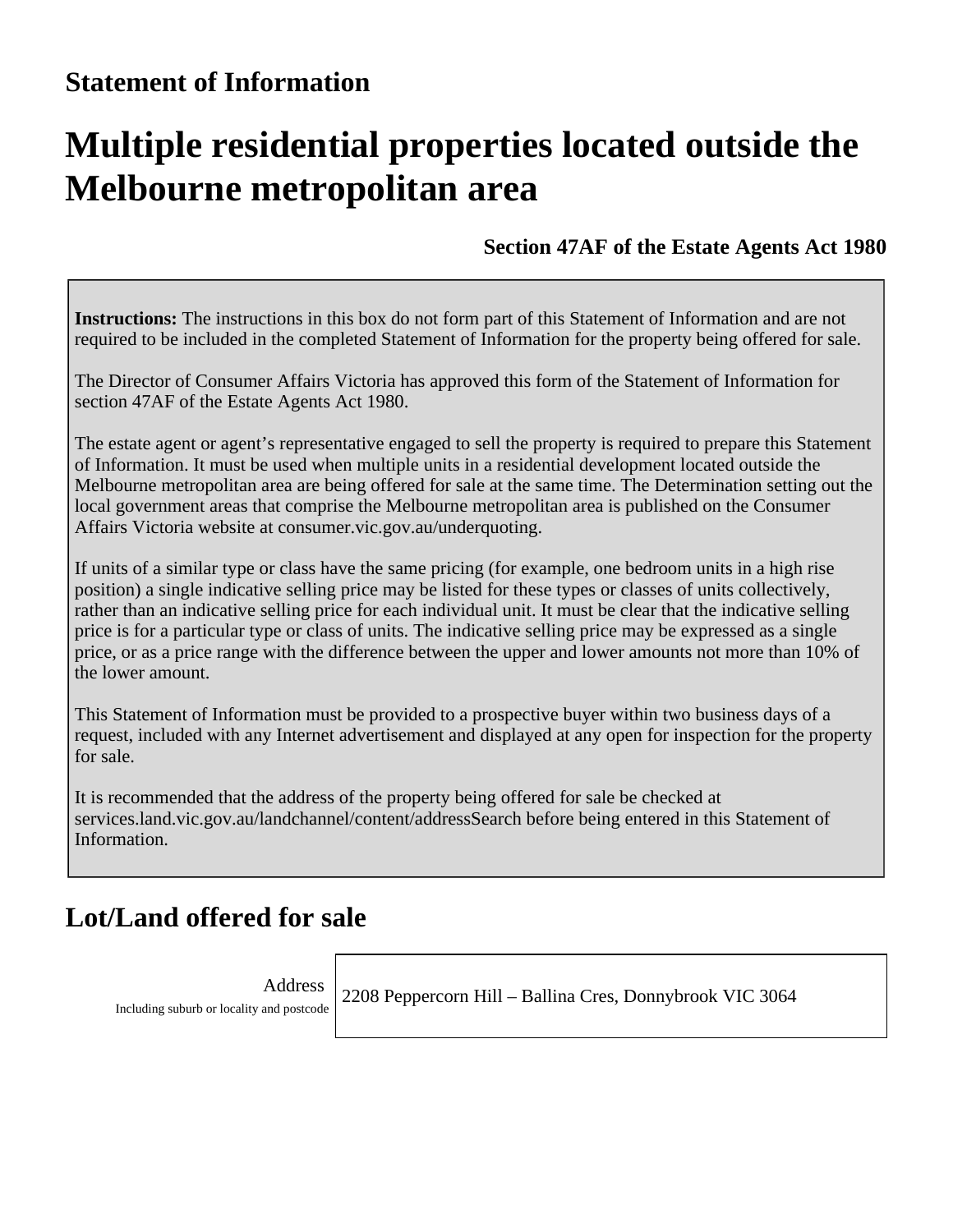## Statement of Information

# Multiple residential properties located outside the Melbourne metropolitan area

**Section 47AF of the Estate Agents Act 1980**

**Instructions:** The instructions in this box do not form part of this Statement of Information and are not required to be included in the completed Statement of Information for the property being offered for sale.

The Director of Consumer Affairs Victoria has approved this form of the Statement of Information for section 47AF of the Estate Agents Act 1980.

The estate agent or agent's representative engaged to sell the property is required to prepare this Statement of Information. It must be used when multiple units in a residential development located outside the Melbourne metropolitan area are being offered for sale at the same time. The Determination setting out the local government areas that comprise the Melbourne metropolitan area is published on the Consumer Affairs Victoria website at consumer.vic.gov.au/underquoting.

If units of a similar type or class have the same pricing (for example, one bedroom units in a high rise position) a single indicative selling price may be listed for these types or classes of units collectively, rather than an indicative selling price for each individual unit. It must be clear that the indicative selling price is for a particular type or class of units. The indicative selling price may be expressed as a single price, or as a price range with the difference between the upper and lower amounts not more than 10% of the lower amount.

This Statement of Information must be provided to a prospective buyer within two business days of a request, included with any Internet advertisement and displayed at any open for inspection for the property for sale.

It is recommended that the address of the property being offered for sale be checked at services.land.vic.gov.au/landchannel/content/addressSearch before being entered in this Statement of Information.

## Lot/Land offered for sale

| Address<br>Including suburb or locality and postcode | 2208 Peppercorn Hill – Ballina Cres, Donnybrook VIC 3064 |
|---|---|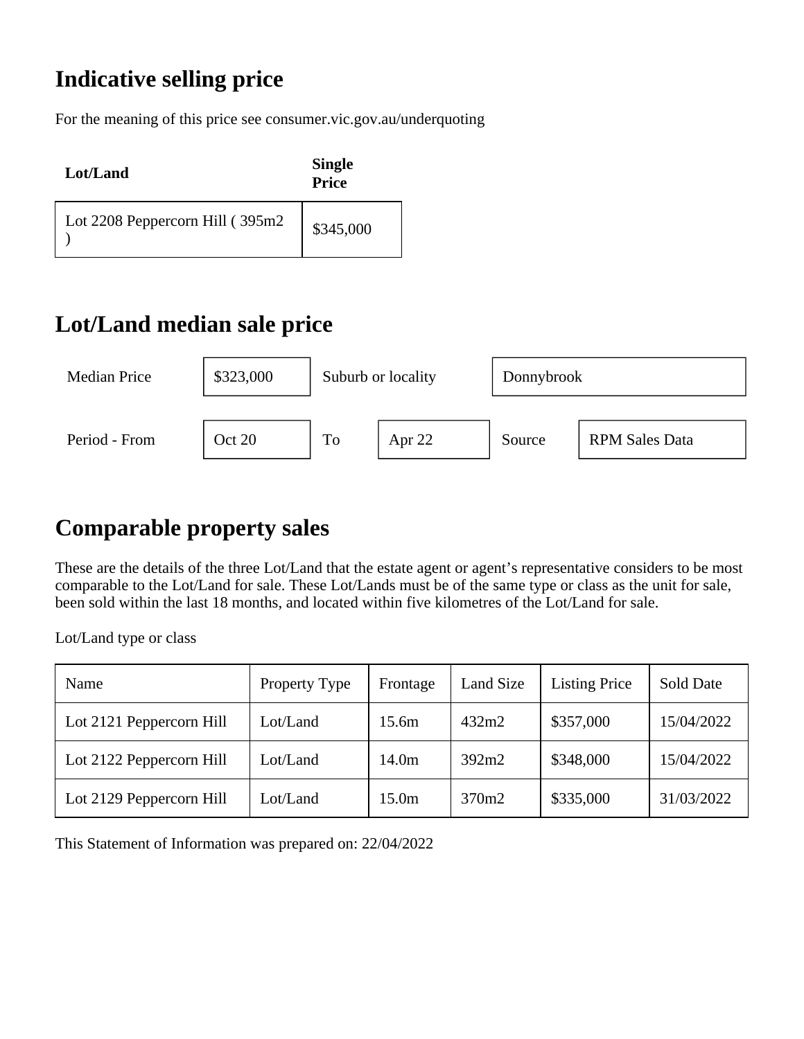## Indicative selling price

For the meaning of this price see consumer.vic.gov.au/underquoting

| Lot/Land | Single Price |
|---|---|
| Lot 2208 Peppercorn Hill ( 395m2 ) | $345,000 |

## Lot/Land median sale price

| Median Price | $323,000 | Suburb or locality | Donnybrook | | |
|---|---|---|---|---|---|
| Period - From | Oct 20 | To | Apr 22 | Source | RPM Sales Data |

## Comparable property sales

These are the details of the three Lot/Land that the estate agent or agent's representative considers to be most comparable to the Lot/Land for sale. These Lot/Lands must be of the same type or class as the unit for sale, been sold within the last 18 months, and located within five kilometres of the Lot/Land for sale.

Lot/Land type or class

| Name | Property Type | Frontage | Land Size | Listing Price | Sold Date |
|---|---|---|---|---|---|
| Lot 2121 Peppercorn Hill | Lot/Land | 15.6m | 432m2 | $357,000 | 15/04/2022 |
| Lot 2122 Peppercorn Hill | Lot/Land | 14.0m | 392m2 | $348,000 | 15/04/2022 |
| Lot 2129 Peppercorn Hill | Lot/Land | 15.0m | 370m2 | $335,000 | 31/03/2022 |

This Statement of Information was prepared on: 22/04/2022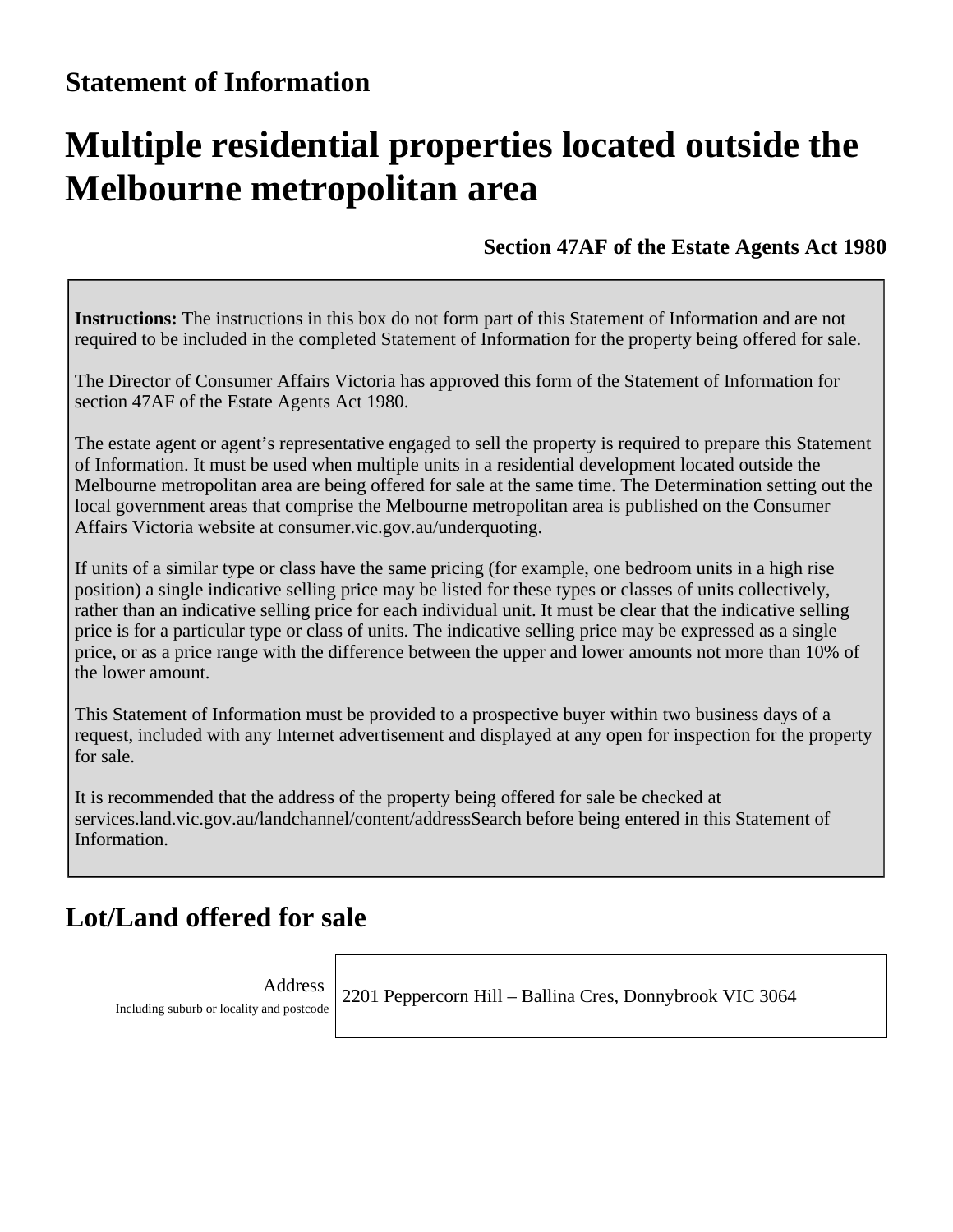## Statement of Information

# Multiple residential properties located outside the Melbourne metropolitan area

**Section 47AF of the Estate Agents Act 1980**

**Instructions:** The instructions in this box do not form part of this Statement of Information and are not required to be included in the completed Statement of Information for the property being offered for sale.

The Director of Consumer Affairs Victoria has approved this form of the Statement of Information for section 47AF of the Estate Agents Act 1980.

The estate agent or agent's representative engaged to sell the property is required to prepare this Statement of Information. It must be used when multiple units in a residential development located outside the Melbourne metropolitan area are being offered for sale at the same time. The Determination setting out the local government areas that comprise the Melbourne metropolitan area is published on the Consumer Affairs Victoria website at consumer.vic.gov.au/underquoting.

If units of a similar type or class have the same pricing (for example, one bedroom units in a high rise position) a single indicative selling price may be listed for these types or classes of units collectively, rather than an indicative selling price for each individual unit. It must be clear that the indicative selling price is for a particular type or class of units. The indicative selling price may be expressed as a single price, or as a price range with the difference between the upper and lower amounts not more than 10% of the lower amount.

This Statement of Information must be provided to a prospective buyer within two business days of a request, included with any Internet advertisement and displayed at any open for inspection for the property for sale.

It is recommended that the address of the property being offered for sale be checked at services.land.vic.gov.au/landchannel/content/addressSearch before being entered in this Statement of Information.

## Lot/Land offered for sale

| Address<br>Including suburb or locality and postcode | 2201 Peppercorn Hill – Ballina Cres, Donnybrook VIC 3064 |
|---|---|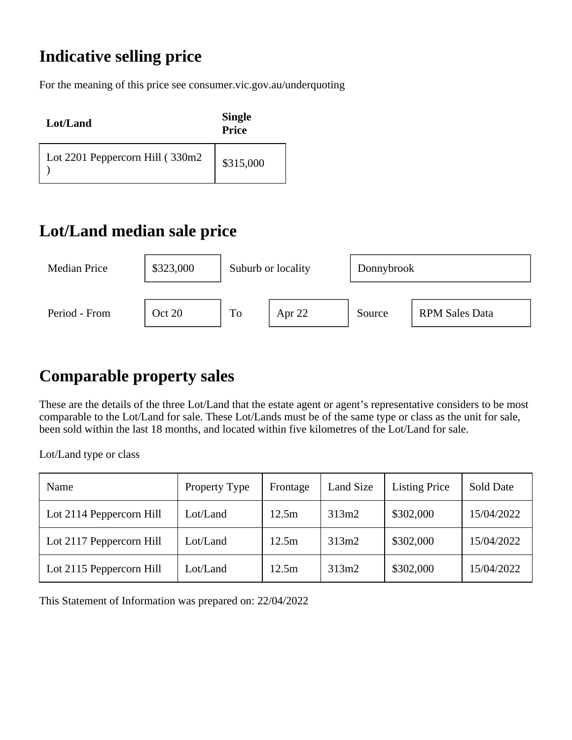## Indicative selling price

For the meaning of this price see consumer.vic.gov.au/underquoting

| Lot/Land | Single Price |
|---|---|
| Lot 2201 Peppercorn Hill ( 330m2 ) | $315,000 |

## Lot/Land median sale price

| Median Price | $323,000 | Suburb or locality | Donnybrook | | |
|---|---|---|---|---|---|
| Period - From | Oct 20 | To | Apr 22 | Source | RPM Sales Data |

## Comparable property sales

These are the details of the three Lot/Land that the estate agent or agent's representative considers to be most comparable to the Lot/Land for sale. These Lot/Lands must be of the same type or class as the unit for sale, been sold within the last 18 months, and located within five kilometres of the Lot/Land for sale.

Lot/Land type or class

| Name | Property Type | Frontage | Land Size | Listing Price | Sold Date |
|---|---|---|---|---|---|
| Lot 2114 Peppercorn Hill | Lot/Land | 12.5m | 313m2 | $302,000 | 15/04/2022 |
| Lot 2117 Peppercorn Hill | Lot/Land | 12.5m | 313m2 | $302,000 | 15/04/2022 |
| Lot 2115 Peppercorn Hill | Lot/Land | 12.5m | 313m2 | $302,000 | 15/04/2022 |

This Statement of Information was prepared on: 22/04/2022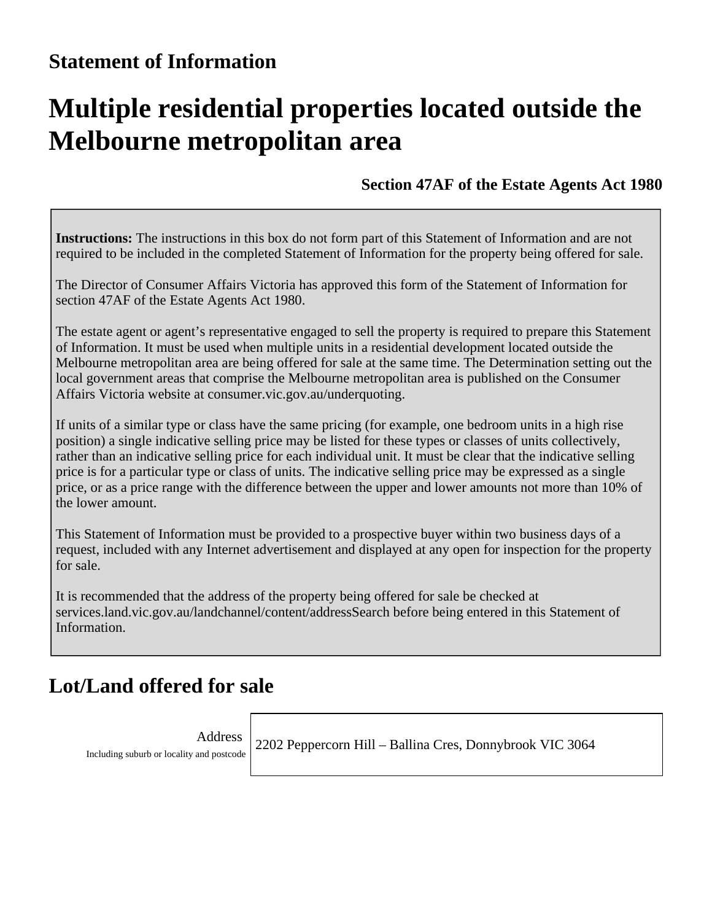## Statement of Information

# Multiple residential properties located outside the Melbourne metropolitan area

**Section 47AF of the Estate Agents Act 1980**

> **Instructions:** The instructions in this box do not form part of this Statement of Information and are not required to be included in the completed Statement of Information for the property being offered for sale.
>
> The Director of Consumer Affairs Victoria has approved this form of the Statement of Information for section 47AF of the Estate Agents Act 1980.
>
> The estate agent or agent's representative engaged to sell the property is required to prepare this Statement of Information. It must be used when multiple units in a residential development located outside the Melbourne metropolitan area are being offered for sale at the same time. The Determination setting out the local government areas that comprise the Melbourne metropolitan area is published on the Consumer Affairs Victoria website at consumer.vic.gov.au/underquoting.
>
> If units of a similar type or class have the same pricing (for example, one bedroom units in a high rise position) a single indicative selling price may be listed for these types or classes of units collectively, rather than an indicative selling price for each individual unit. It must be clear that the indicative selling price is for a particular type or class of units. The indicative selling price may be expressed as a single price, or as a price range with the difference between the upper and lower amounts not more than 10% of the lower amount.
>
> This Statement of Information must be provided to a prospective buyer within two business days of a request, included with any Internet advertisement and displayed at any open for inspection for the property for sale.
>
> It is recommended that the address of the property being offered for sale be checked at services.land.vic.gov.au/landchannel/content/addressSearch before being entered in this Statement of Information.

## Lot/Land offered for sale

| Address<br>Including suburb or locality and postcode | 2202 Peppercorn Hill – Ballina Cres, Donnybrook VIC 3064 |
|---|---|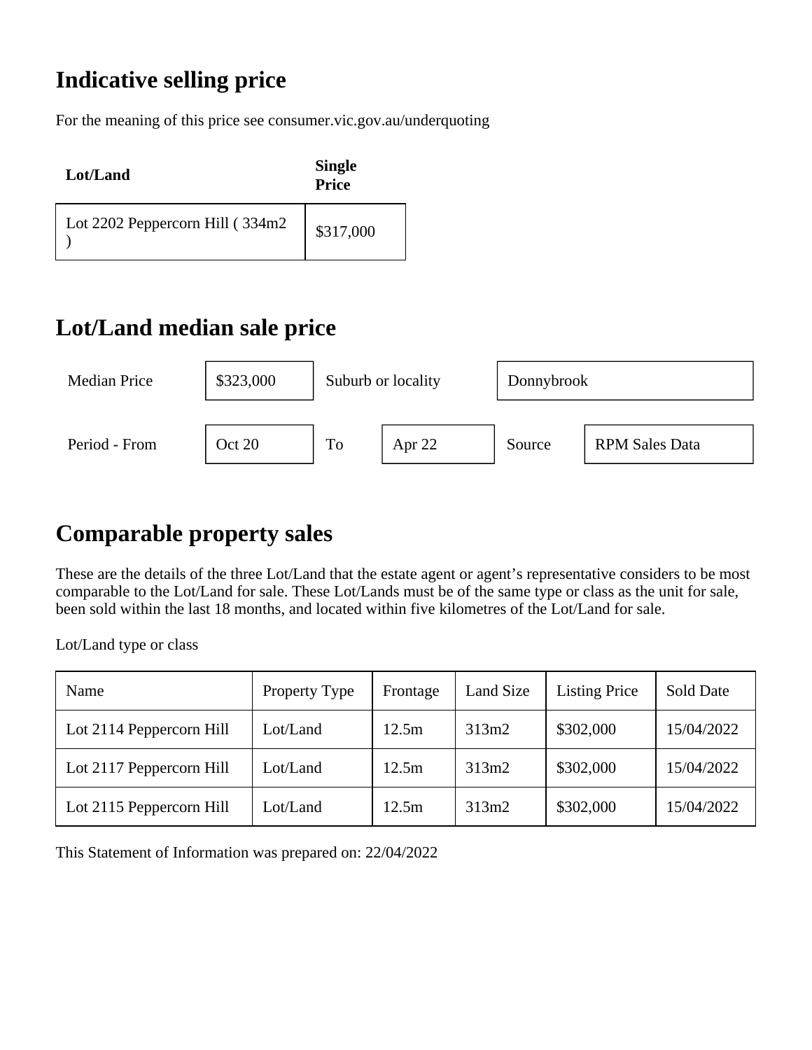## Indicative selling price

For the meaning of this price see consumer.vic.gov.au/underquoting

| Lot/Land | Single Price |
|---|---|
| Lot 2202 Peppercorn Hill ( 334m2 ) | $317,000 |

## Lot/Land median sale price

| Median Price | $323,000 | Suburb or locality | | Donnybrook | |
|---|---|---|---|---|---|
| Period - From | Oct 20 | To | Apr 22 | Source | RPM Sales Data |

## Comparable property sales

These are the details of the three Lot/Land that the estate agent or agent's representative considers to be most comparable to the Lot/Land for sale. These Lot/Lands must be of the same type or class as the unit for sale, been sold within the last 18 months, and located within five kilometres of the Lot/Land for sale.

Lot/Land type or class

| Name | Property Type | Frontage | Land Size | Listing Price | Sold Date |
|---|---|---|---|---|---|
| Lot 2114 Peppercorn Hill | Lot/Land | 12.5m | 313m2 | $302,000 | 15/04/2022 |
| Lot 2117 Peppercorn Hill | Lot/Land | 12.5m | 313m2 | $302,000 | 15/04/2022 |
| Lot 2115 Peppercorn Hill | Lot/Land | 12.5m | 313m2 | $302,000 | 15/04/2022 |

This Statement of Information was prepared on: 22/04/2022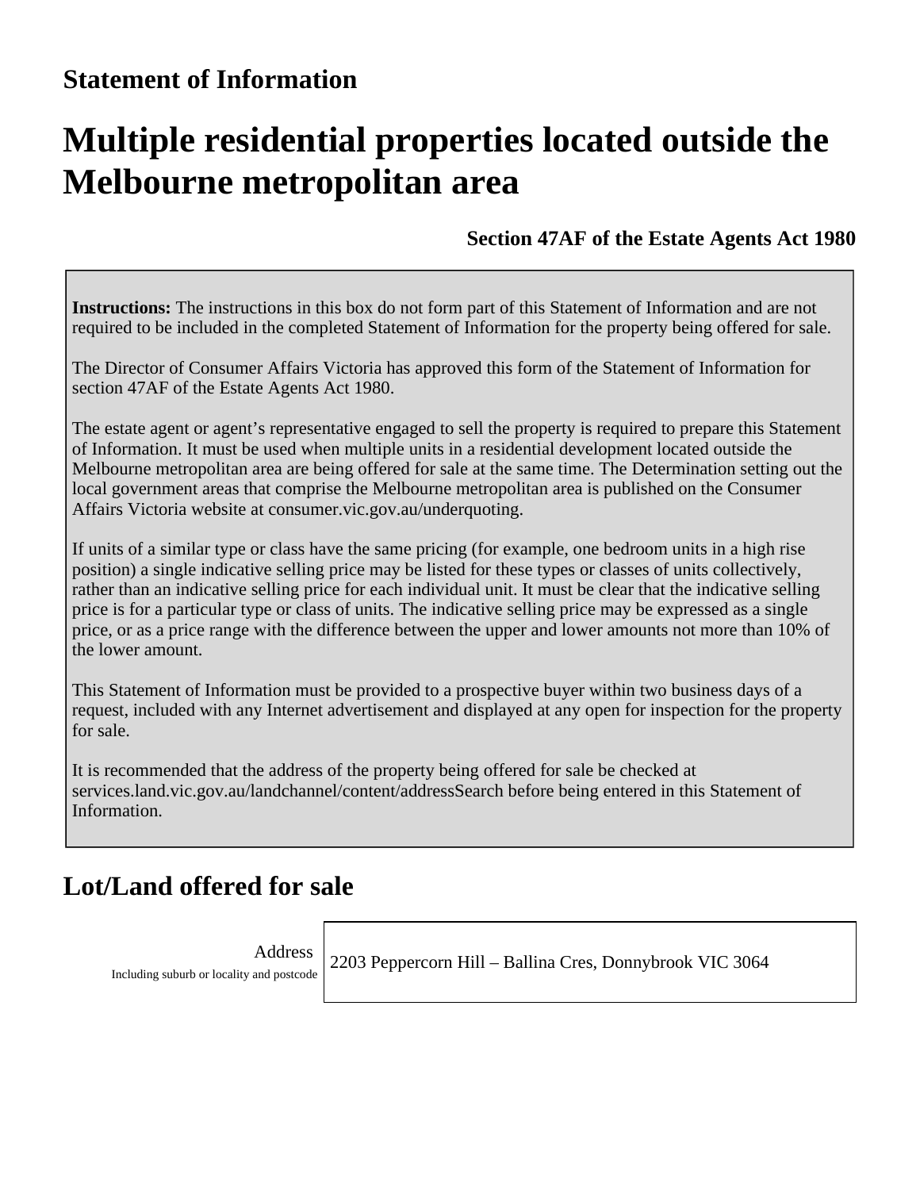## Statement of Information

# Multiple residential properties located outside the Melbourne metropolitan area

**Section 47AF of the Estate Agents Act 1980**

> **Instructions:** The instructions in this box do not form part of this Statement of Information and are not required to be included in the completed Statement of Information for the property being offered for sale.
>
> The Director of Consumer Affairs Victoria has approved this form of the Statement of Information for section 47AF of the Estate Agents Act 1980.
>
> The estate agent or agent's representative engaged to sell the property is required to prepare this Statement of Information. It must be used when multiple units in a residential development located outside the Melbourne metropolitan area are being offered for sale at the same time. The Determination setting out the local government areas that comprise the Melbourne metropolitan area is published on the Consumer Affairs Victoria website at consumer.vic.gov.au/underquoting.
>
> If units of a similar type or class have the same pricing (for example, one bedroom units in a high rise position) a single indicative selling price may be listed for these types or classes of units collectively, rather than an indicative selling price for each individual unit. It must be clear that the indicative selling price is for a particular type or class of units. The indicative selling price may be expressed as a single price, or as a price range with the difference between the upper and lower amounts not more than 10% of the lower amount.
>
> This Statement of Information must be provided to a prospective buyer within two business days of a request, included with any Internet advertisement and displayed at any open for inspection for the property for sale.
>
> It is recommended that the address of the property being offered for sale be checked at services.land.vic.gov.au/landchannel/content/addressSearch before being entered in this Statement of Information.

## Lot/Land offered for sale

| Address<br>Including suburb or locality and postcode | 2203 Peppercorn Hill – Ballina Cres, Donnybrook VIC 3064 |
|---|---|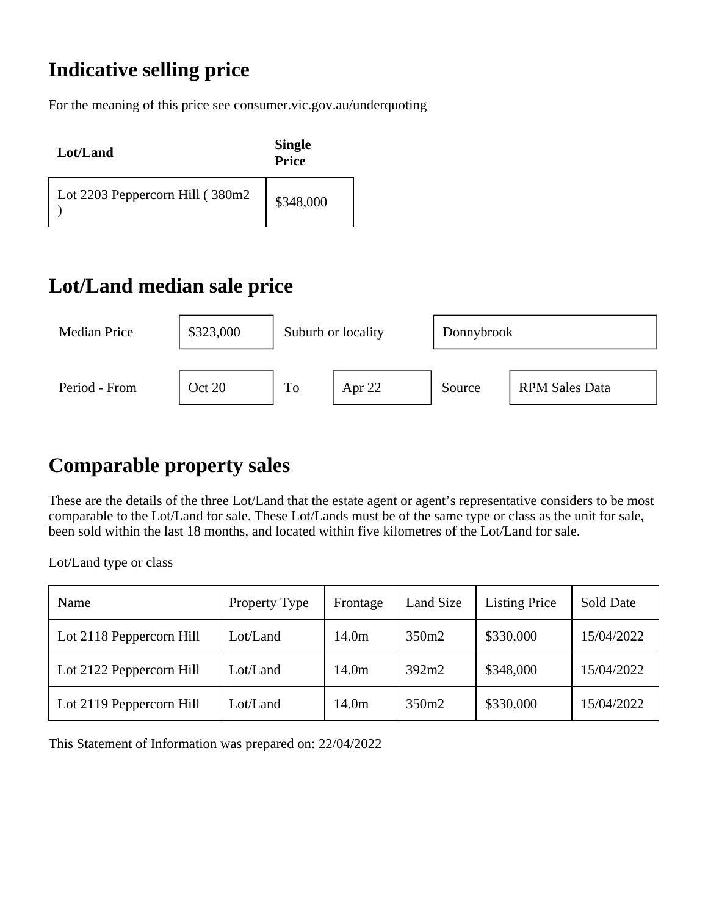## Indicative selling price

For the meaning of this price see consumer.vic.gov.au/underquoting

| Lot/Land | Single Price |
|---|---|
| Lot 2203 Peppercorn Hill ( 380m2 ) | $348,000 |

## Lot/Land median sale price

| Median Price | $323,000 | Suburb or locality | | Donnybrook | |
|---|---|---|---|---|---|
| Period - From | Oct 20 | To | Apr 22 | Source | RPM Sales Data |

## Comparable property sales

These are the details of the three Lot/Land that the estate agent or agent's representative considers to be most comparable to the Lot/Land for sale. These Lot/Lands must be of the same type or class as the unit for sale, been sold within the last 18 months, and located within five kilometres of the Lot/Land for sale.

Lot/Land type or class

| Name | Property Type | Frontage | Land Size | Listing Price | Sold Date |
|---|---|---|---|---|---|
| Lot 2118 Peppercorn Hill | Lot/Land | 14.0m | 350m2 | $330,000 | 15/04/2022 |
| Lot 2122 Peppercorn Hill | Lot/Land | 14.0m | 392m2 | $348,000 | 15/04/2022 |
| Lot 2119 Peppercorn Hill | Lot/Land | 14.0m | 350m2 | $330,000 | 15/04/2022 |

This Statement of Information was prepared on: 22/04/2022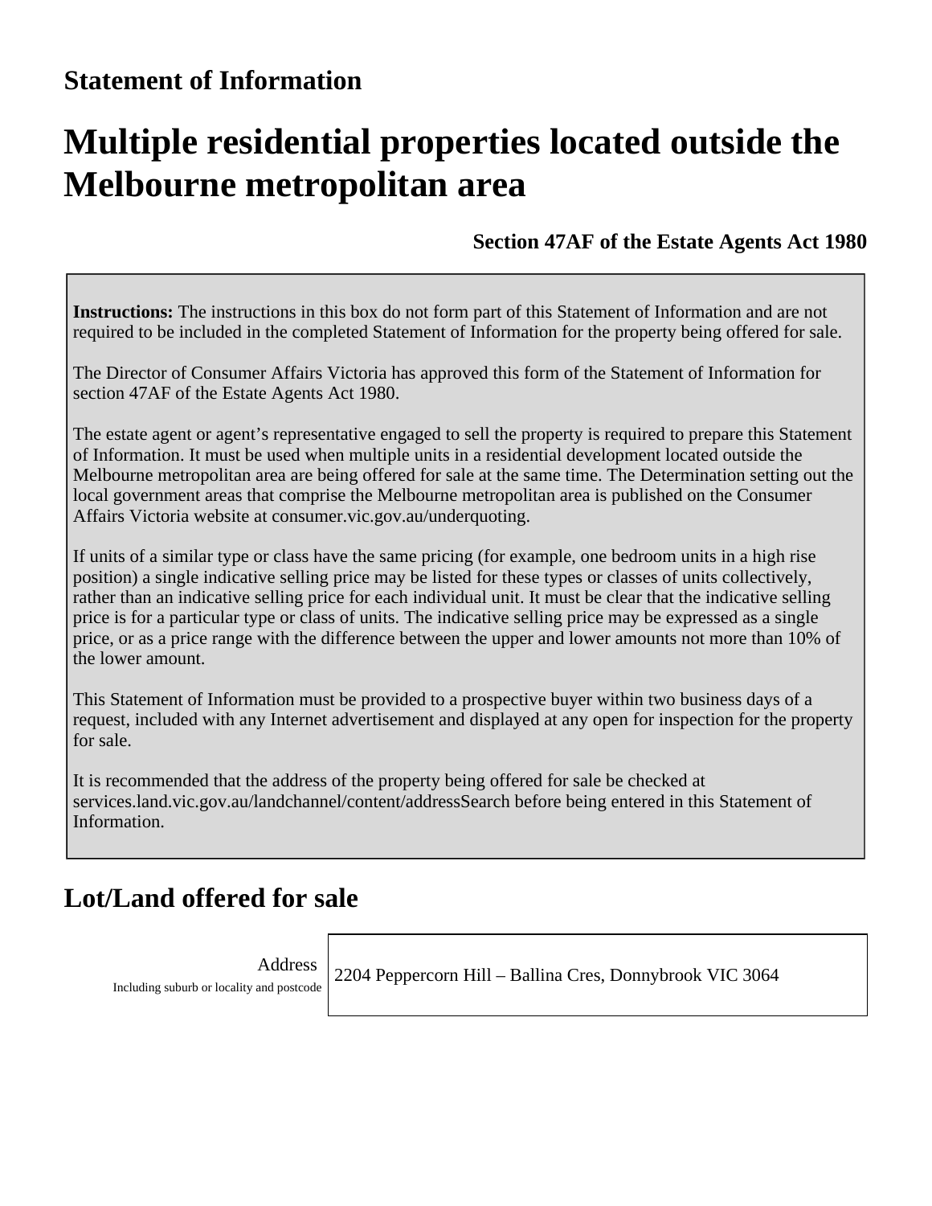## Statement of Information

# Multiple residential properties located outside the Melbourne metropolitan area

**Section 47AF of the Estate Agents Act 1980**

**Instructions:** The instructions in this box do not form part of this Statement of Information and are not required to be included in the completed Statement of Information for the property being offered for sale.

The Director of Consumer Affairs Victoria has approved this form of the Statement of Information for section 47AF of the Estate Agents Act 1980.

The estate agent or agent's representative engaged to sell the property is required to prepare this Statement of Information. It must be used when multiple units in a residential development located outside the Melbourne metropolitan area are being offered for sale at the same time. The Determination setting out the local government areas that comprise the Melbourne metropolitan area is published on the Consumer Affairs Victoria website at consumer.vic.gov.au/underquoting.

If units of a similar type or class have the same pricing (for example, one bedroom units in a high rise position) a single indicative selling price may be listed for these types or classes of units collectively, rather than an indicative selling price for each individual unit. It must be clear that the indicative selling price is for a particular type or class of units. The indicative selling price may be expressed as a single price, or as a price range with the difference between the upper and lower amounts not more than 10% of the lower amount.

This Statement of Information must be provided to a prospective buyer within two business days of a request, included with any Internet advertisement and displayed at any open for inspection for the property for sale.

It is recommended that the address of the property being offered for sale be checked at services.land.vic.gov.au/landchannel/content/addressSearch before being entered in this Statement of Information.

## Lot/Land offered for sale

| Address<br>Including suburb or locality and postcode | 2204 Peppercorn Hill – Ballina Cres, Donnybrook VIC 3064 |
|---|---|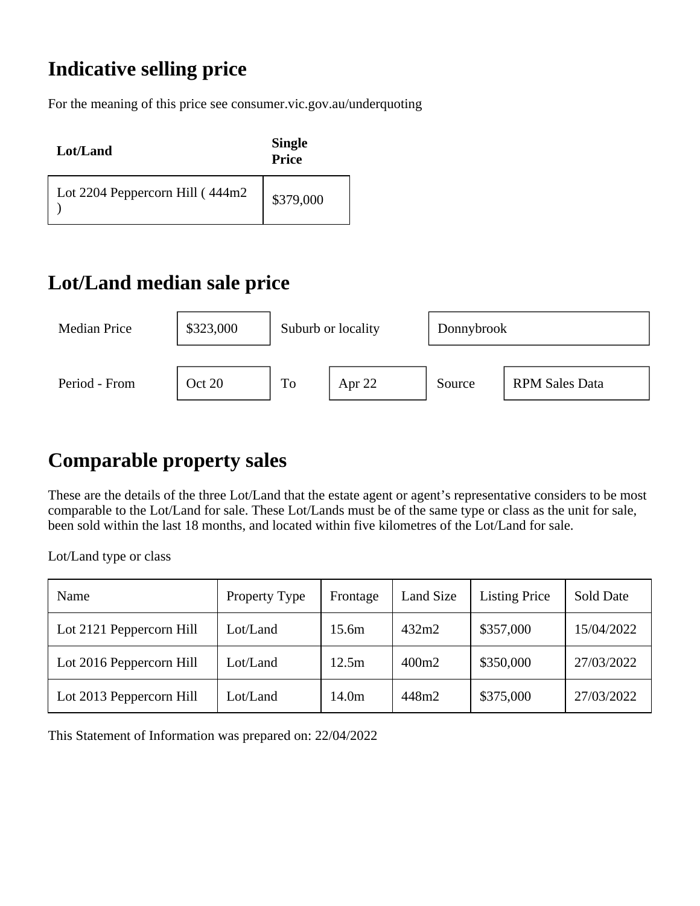# Indicative selling price

For the meaning of this price see consumer.vic.gov.au/underquoting

| Lot/Land | Single Price |
|---|---|
| Lot 2204 Peppercorn Hill ( 444m2 ) | $379,000 |

# Lot/Land median sale price

| | | | |
|---|---|---|---|
| Median Price | $323,000 | Suburb or locality | Donnybrook |

| | | | | | |
|---|---|---|---|---|---|
| Period - From | Oct 20 | To | Apr 22 | Source | RPM Sales Data |

# Comparable property sales

These are the details of the three Lot/Land that the estate agent or agent's representative considers to be most comparable to the Lot/Land for sale. These Lot/Lands must be of the same type or class as the unit for sale, been sold within the last 18 months, and located within five kilometres of the Lot/Land for sale.

Lot/Land type or class

| Name | Property Type | Frontage | Land Size | Listing Price | Sold Date |
|---|---|---|---|---|---|
| Lot 2121 Peppercorn Hill | Lot/Land | 15.6m | 432m2 | $357,000 | 15/04/2022 |
| Lot 2016 Peppercorn Hill | Lot/Land | 12.5m | 400m2 | $350,000 | 27/03/2022 |
| Lot 2013 Peppercorn Hill | Lot/Land | 14.0m | 448m2 | $375,000 | 27/03/2022 |

This Statement of Information was prepared on: 22/04/2022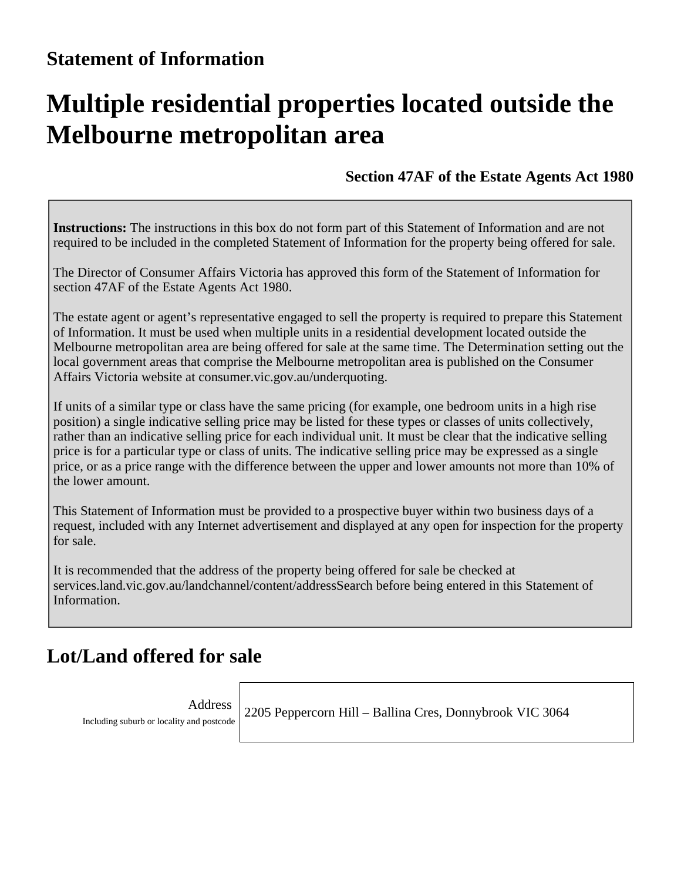## Statement of Information

# Multiple residential properties located outside the Melbourne metropolitan area

**Section 47AF of the Estate Agents Act 1980**

**Instructions:** The instructions in this box do not form part of this Statement of Information and are not required to be included in the completed Statement of Information for the property being offered for sale.

The Director of Consumer Affairs Victoria has approved this form of the Statement of Information for section 47AF of the Estate Agents Act 1980.

The estate agent or agent's representative engaged to sell the property is required to prepare this Statement of Information. It must be used when multiple units in a residential development located outside the Melbourne metropolitan area are being offered for sale at the same time. The Determination setting out the local government areas that comprise the Melbourne metropolitan area is published on the Consumer Affairs Victoria website at consumer.vic.gov.au/underquoting.

If units of a similar type or class have the same pricing (for example, one bedroom units in a high rise position) a single indicative selling price may be listed for these types or classes of units collectively, rather than an indicative selling price for each individual unit. It must be clear that the indicative selling price is for a particular type or class of units. The indicative selling price may be expressed as a single price, or as a price range with the difference between the upper and lower amounts not more than 10% of the lower amount.

This Statement of Information must be provided to a prospective buyer within two business days of a request, included with any Internet advertisement and displayed at any open for inspection for the property for sale.

It is recommended that the address of the property being offered for sale be checked at services.land.vic.gov.au/landchannel/content/addressSearch before being entered in this Statement of Information.

## Lot/Land offered for sale

| Address<br>Including suburb or locality and postcode | 2205 Peppercorn Hill – Ballina Cres, Donnybrook VIC 3064 |
|---|---|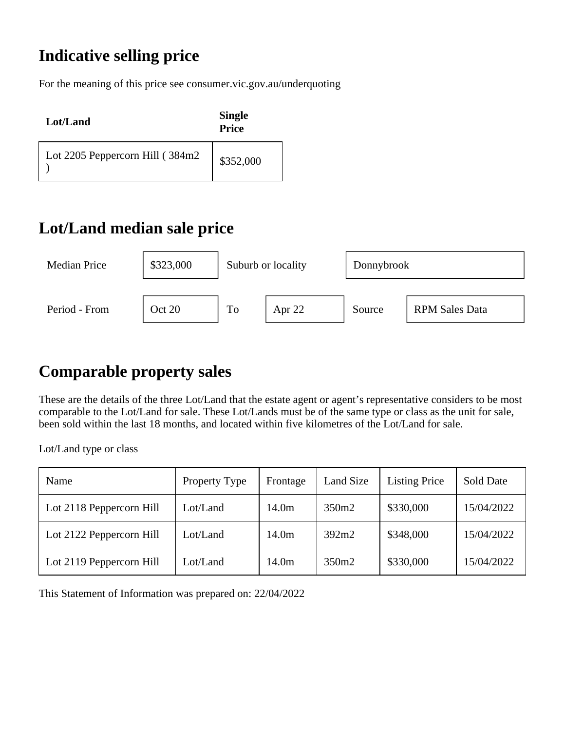## Indicative selling price

For the meaning of this price see consumer.vic.gov.au/underquoting

| Lot/Land | Single Price |
|---|---|
| Lot 2205 Peppercorn Hill ( 384m2 ) | $352,000 |

## Lot/Land median sale price

| Median Price | $323,000 | Suburb or locality | Donnybrook | | |
|---|---|---|---|---|---|
| Period - From | Oct 20 | To | Apr 22 | Source | RPM Sales Data |

## Comparable property sales

These are the details of the three Lot/Land that the estate agent or agent's representative considers to be most comparable to the Lot/Land for sale. These Lot/Lands must be of the same type or class as the unit for sale, been sold within the last 18 months, and located within five kilometres of the Lot/Land for sale.

Lot/Land type or class

| Name | Property Type | Frontage | Land Size | Listing Price | Sold Date |
|---|---|---|---|---|---|
| Lot 2118 Peppercorn Hill | Lot/Land | 14.0m | 350m2 | $330,000 | 15/04/2022 |
| Lot 2122 Peppercorn Hill | Lot/Land | 14.0m | 392m2 | $348,000 | 15/04/2022 |
| Lot 2119 Peppercorn Hill | Lot/Land | 14.0m | 350m2 | $330,000 | 15/04/2022 |

This Statement of Information was prepared on: 22/04/2022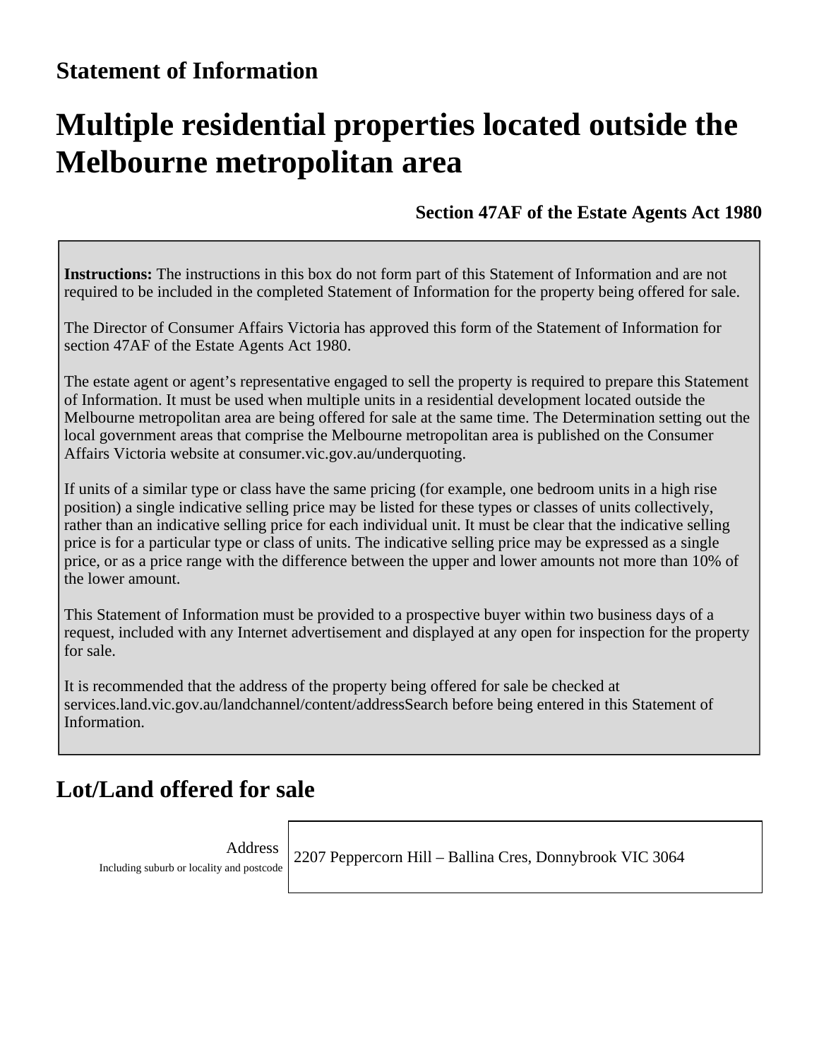## Statement of Information

# Multiple residential properties located outside the Melbourne metropolitan area

**Section 47AF of the Estate Agents Act 1980**

> **Instructions:** The instructions in this box do not form part of this Statement of Information and are not required to be included in the completed Statement of Information for the property being offered for sale.
>
> The Director of Consumer Affairs Victoria has approved this form of the Statement of Information for section 47AF of the Estate Agents Act 1980.
>
> The estate agent or agent's representative engaged to sell the property is required to prepare this Statement of Information. It must be used when multiple units in a residential development located outside the Melbourne metropolitan area are being offered for sale at the same time. The Determination setting out the local government areas that comprise the Melbourne metropolitan area is published on the Consumer Affairs Victoria website at consumer.vic.gov.au/underquoting.
>
> If units of a similar type or class have the same pricing (for example, one bedroom units in a high rise position) a single indicative selling price may be listed for these types or classes of units collectively, rather than an indicative selling price for each individual unit. It must be clear that the indicative selling price is for a particular type or class of units. The indicative selling price may be expressed as a single price, or as a price range with the difference between the upper and lower amounts not more than 10% of the lower amount.
>
> This Statement of Information must be provided to a prospective buyer within two business days of a request, included with any Internet advertisement and displayed at any open for inspection for the property for sale.
>
> It is recommended that the address of the property being offered for sale be checked at services.land.vic.gov.au/landchannel/content/addressSearch before being entered in this Statement of Information.

## Lot/Land offered for sale

| Address<br>Including suburb or locality and postcode | 2207 Peppercorn Hill – Ballina Cres, Donnybrook VIC 3064 |
|---|---|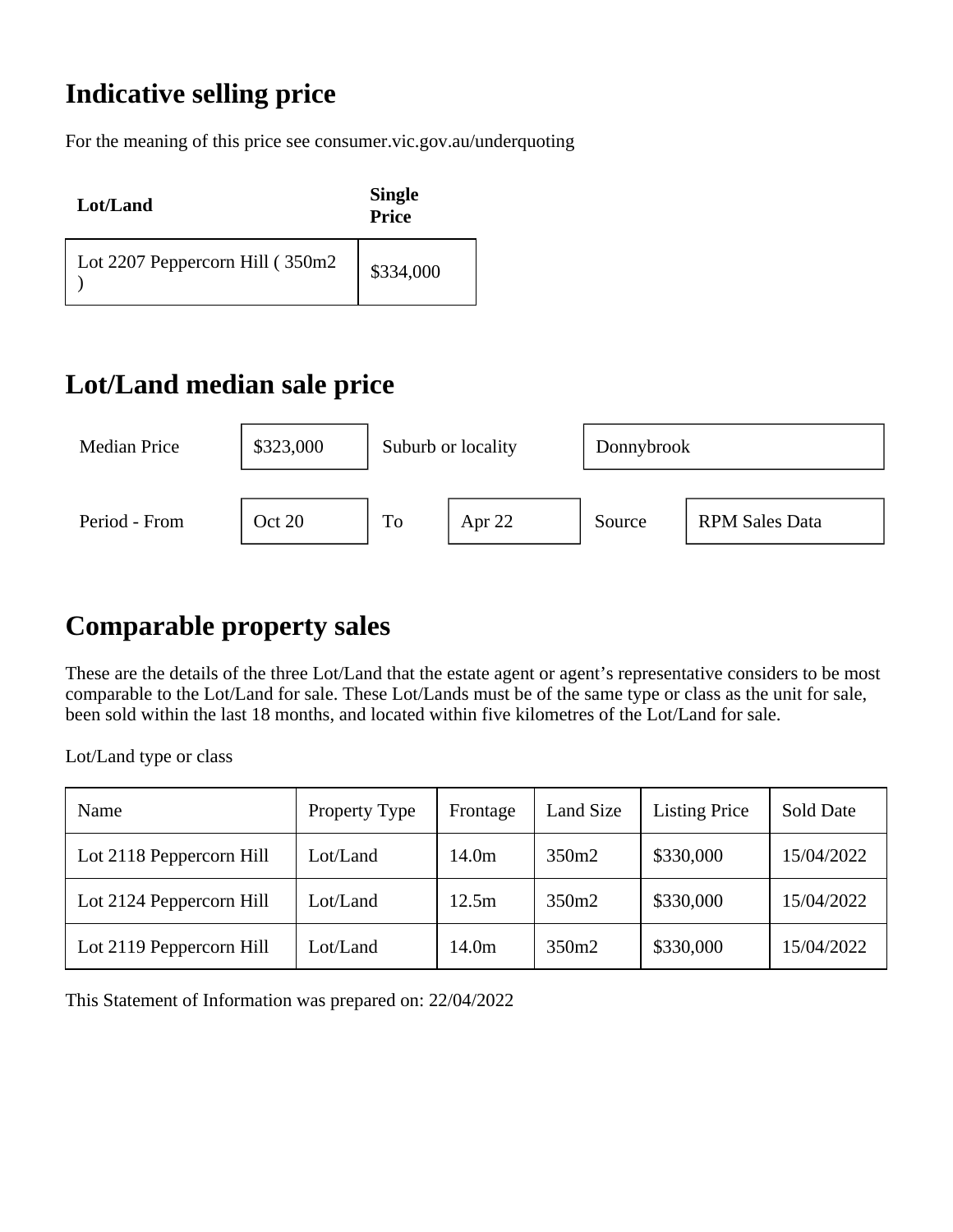## Indicative selling price

For the meaning of this price see consumer.vic.gov.au/underquoting

| **Lot/Land** | **Single Price** |
|---|---|
| Lot 2207 Peppercorn Hill ( 350m2 ) | $334,000 |

## Lot/Land median sale price

| | | | |
|---|---|---|---|
| Median Price | $323,000 | Suburb or locality | Donnybrook |

| | | | | | |
|---|---|---|---|---|---|
| Period - From | Oct 20 | To | Apr 22 | Source | RPM Sales Data |

## Comparable property sales

These are the details of the three Lot/Land that the estate agent or agent's representative considers to be most comparable to the Lot/Land for sale. These Lot/Lands must be of the same type or class as the unit for sale, been sold within the last 18 months, and located within five kilometres of the Lot/Land for sale.

Lot/Land type or class

| Name | Property Type | Frontage | Land Size | Listing Price | Sold Date |
|---|---|---|---|---|---|
| Lot 2118 Peppercorn Hill | Lot/Land | 14.0m | 350m2 | $330,000 | 15/04/2022 |
| Lot 2124 Peppercorn Hill | Lot/Land | 12.5m | 350m2 | $330,000 | 15/04/2022 |
| Lot 2119 Peppercorn Hill | Lot/Land | 14.0m | 350m2 | $330,000 | 15/04/2022 |

This Statement of Information was prepared on: 22/04/2022